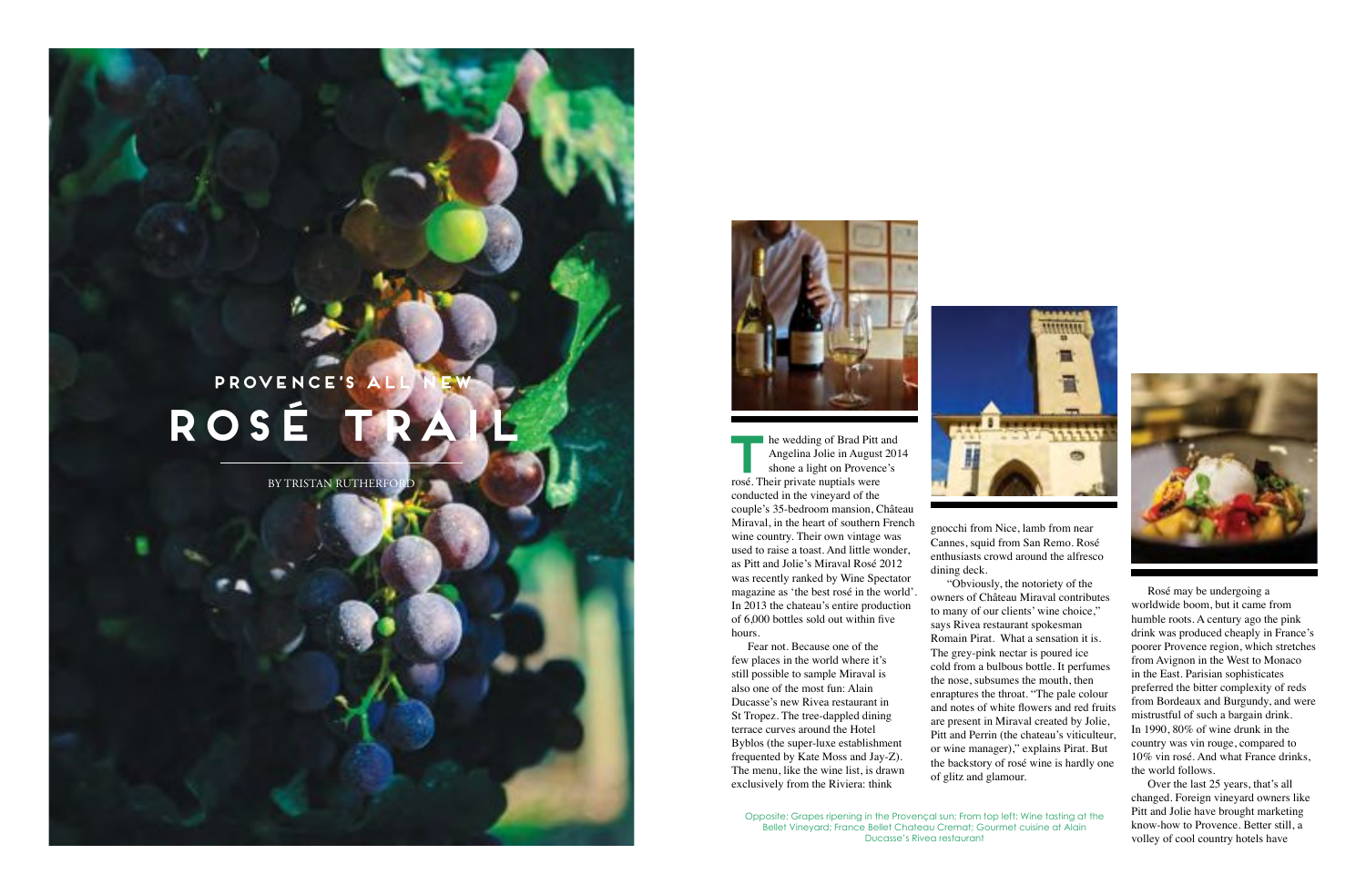# PROVENCE'S ALL NEW
# ROSÉ TRAIL

BY TRISTAN RUTHERFORD

The wedding of Brad Pitt and Angelina Jolie in August 2014 shone a light on Provence's rosé. Their private nuptials were conducted in the vineyard of the couple's 35-bedroom mansion, Château Miraval, in the heart of southern French wine country. Their own vintage was used to raise a toast. And little wonder, as Pitt and Jolie's Miraval Rosé 2012 was recently ranked by Wine Spectator magazine as 'the best rosé in the world'. In 2013 the chateau's entire production of 6,000 bottles sold out within five hours.

Fear not. Because one of the few places in the world where it's still possible to sample Miraval is also one of the most fun: Alain Ducasse's new Rivea restaurant in St Tropez. The tree-dappled dining terrace curves around the Hotel Byblos (the super-luxe establishment frequented by Kate Moss and Jay-Z). The menu, like the wine list, is drawn exclusively from the Riviera: think gnocchi from Nice, lamb from near Cannes, squid from San Remo. Rosé enthusiasts crowd around the alfresco dining deck.

"Obviously, the notoriety of the owners of Château Miraval contributes to many of our clients' wine choice," says Rivea restaurant spokesman Romain Pirat. What a sensation it is. The grey-pink nectar is poured ice cold from a bulbous bottle. It perfumes the nose, subsumes the mouth, then enraptures the throat. "The pale colour and notes of white flowers and red fruits are present in Miraval created by Jolie, Pitt and Perrin (the chateau's viticulteur, or wine manager)," explains Pirat. But the backstory of rosé wine is hardly one of glitz and glamour.

Opposite: Grapes ripening in the Provençal sun; From top left: Wine tasting at the Bellet Vineyard; France Bellet Chateau Cremat; Gourmet cuisine at Alain Ducasse's Rivea restaurant

Rosé may be undergoing a worldwide boom, but it came from humble roots. A century ago the pink drink was produced cheaply in France's poorer Provence region, which stretches from Avignon in the West to Monaco in the East. Parisian sophisticates preferred the bitter complexity of reds from Bordeaux and Burgundy, and were mistrustful of such a bargain drink. In 1990, 80% of wine drunk in the country was vin rouge, compared to 10% vin rosé. And what France drinks, the world follows.

Over the last 25 years, that's all changed. Foreign vineyard owners like Pitt and Jolie have brought marketing know-how to Provence. Better still, a volley of cool country hotels have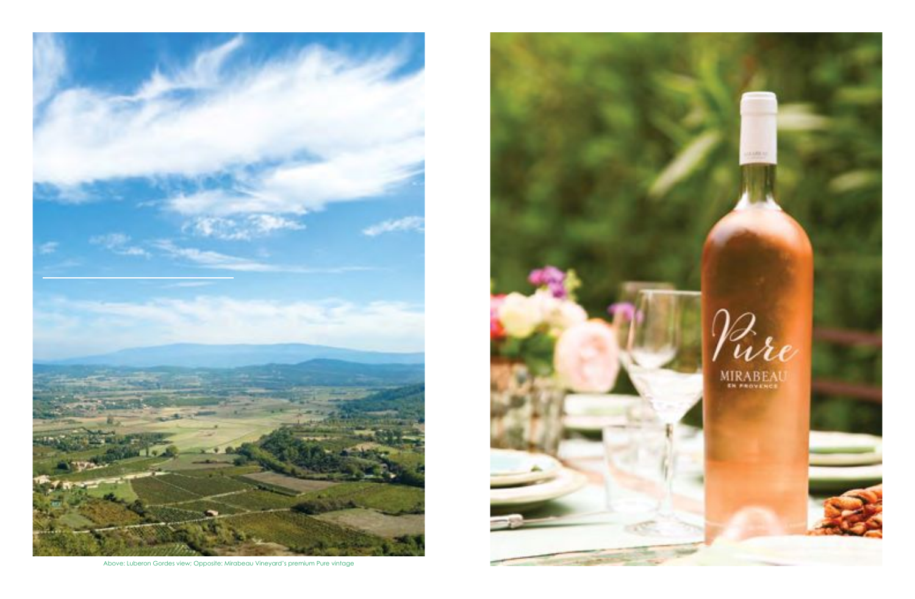Above: Luberon Gordes view; Opposite: Mirabeau Vineyard's premium Pure vintage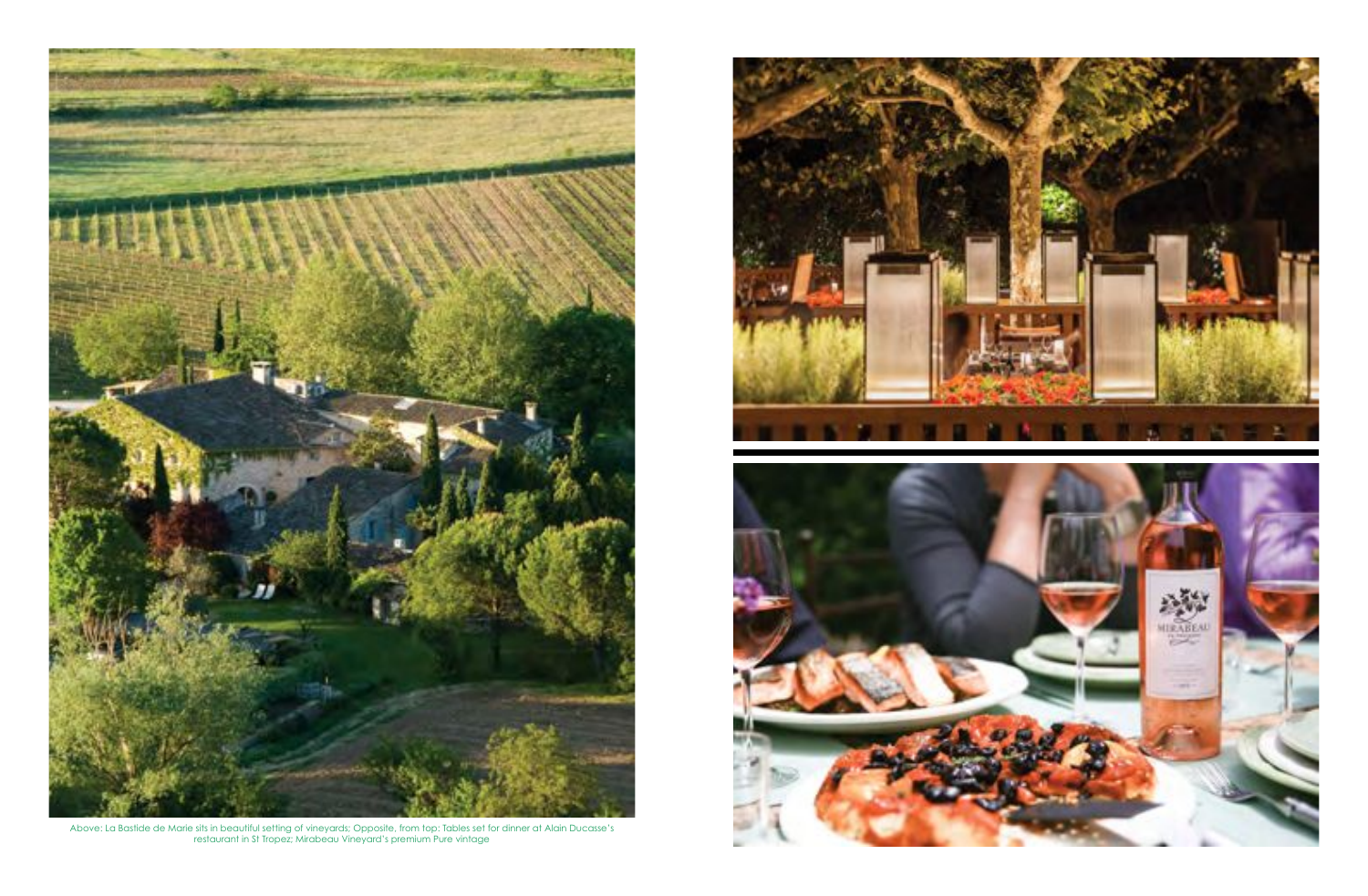Above: La Bastide de Marie sits in beautiful setting of vineyards; Opposite, from top: Tables set for dinner at Alain Ducasse's restaurant in St Tropez; Mirabeau Vineyard's premium Pure vintage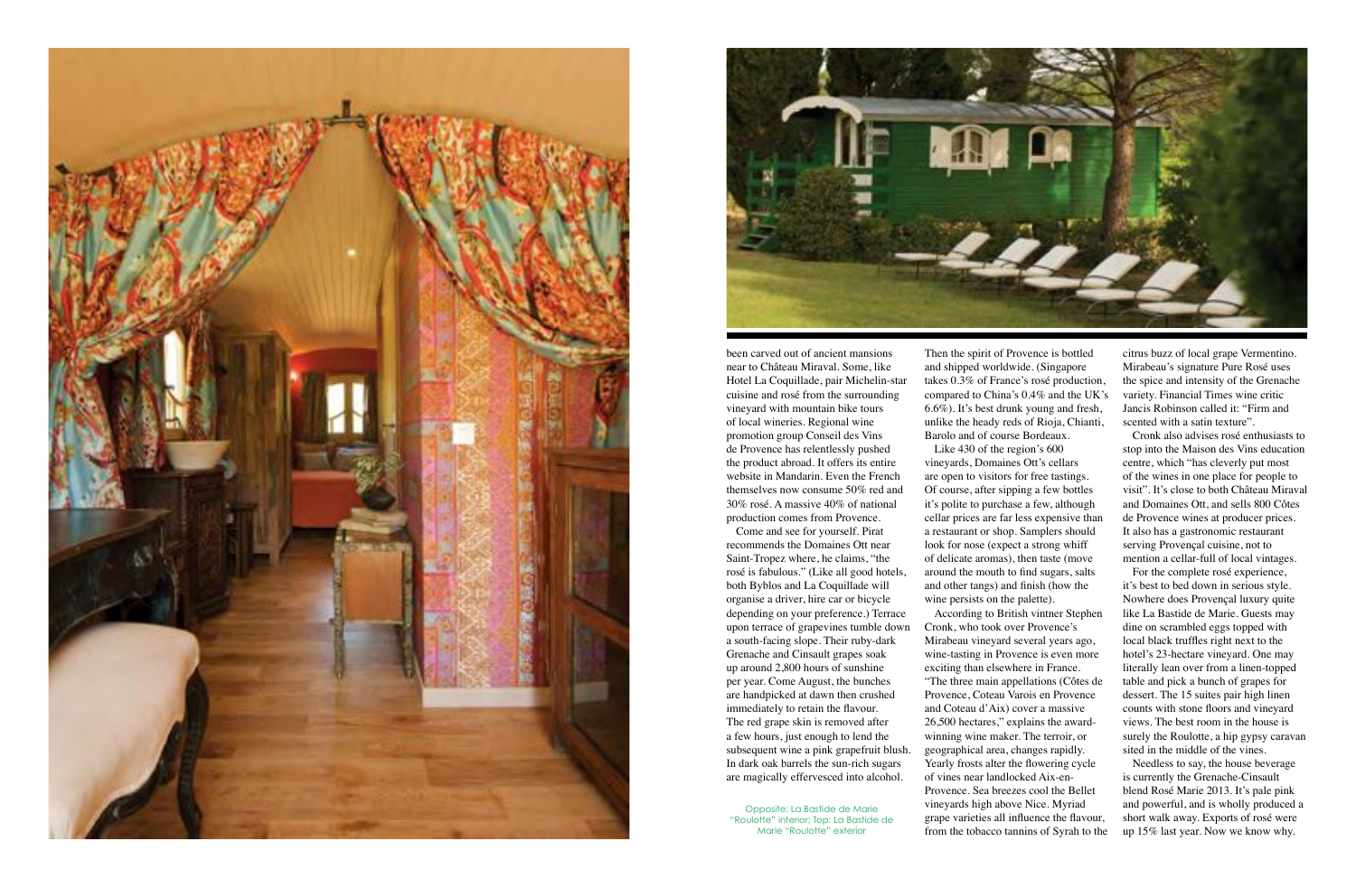been carved out of ancient mansions near to Château Miraval. Some, like Hotel La Coquillade, pair Michelin-star cuisine and rosé from the surrounding vineyard with mountain bike tours of local wineries. Regional wine promotion group Conseil des Vins de Provence has relentlessly pushed the product abroad. It offers its entire website in Mandarin. Even the French themselves now consume 50% red and 30% rosé. A massive 40% of national production comes from Provence.

Come and see for yourself. Pirat recommends the Domaines Ott near Saint-Tropez where, he claims, "the rosé is fabulous." (Like all good hotels, both Byblos and La Coquillade will organise a driver, hire car or bicycle depending on your preference.) Terrace upon terrace of grapevines tumble down a south-facing slope. Their ruby-dark Grenache and Cinsault grapes soak up around 2,800 hours of sunshine per year. Come August, the bunches are handpicked at dawn then crushed immediately to retain the flavour. The red grape skin is removed after a few hours, just enough to lend the subsequent wine a pink grapefruit blush. In dark oak barrels the sun-rich sugars are magically effervesced into alcohol.

Opposite: La Bastide de Marie "Roulotte" interior; Top: La Bastide de Marie "Roulotte" exterior

Then the spirit of Provence is bottled and shipped worldwide. (Singapore takes 0.3% of France's rosé production, compared to China's 0.4% and the UK's 6.6%). It's best drunk young and fresh, unlike the heady reds of Rioja, Chianti, Barolo and of course Bordeaux.

Like 430 of the region's 600 vineyards, Domaines Ott's cellars are open to visitors for free tastings. Of course, after sipping a few bottles it's polite to purchase a few, although cellar prices are far less expensive than a restaurant or shop. Samplers should look for nose (expect a strong whiff of delicate aromas), then taste (move around the mouth to find sugars, salts and other tangs) and finish (how the wine persists on the palette).

According to British vintner Stephen Cronk, who took over Provence's Mirabeau vineyard several years ago, wine-tasting in Provence is even more exciting than elsewhere in France. "The three main appellations (Côtes de Provence, Coteau Varois en Provence and Coteau d'Aix) cover a massive 26,500 hectares," explains the award-winning wine maker. The terroir, or geographical area, changes rapidly. Yearly frosts alter the flowering cycle of vines near landlocked Aix-en-Provence. Sea breezes cool the Bellet vineyards high above Nice. Myriad grape varieties all influence the flavour, from the tobacco tannins of Syrah to the citrus buzz of local grape Vermentino. Mirabeau's signature Pure Rosé uses the spice and intensity of the Grenache variety. Financial Times wine critic Jancis Robinson called it: "Firm and scented with a satin texture".

Cronk also advises rosé enthusiasts to stop into the Maison des Vins education centre, which "has cleverly put most of the wines in one place for people to visit". It's close to both Château Miraval and Domaines Ott, and sells 800 Côtes de Provence wines at producer prices. It also has a gastronomic restaurant serving Provençal cuisine, not to mention a cellar-full of local vintages.

For the complete rosé experience, it's best to bed down in serious style. Nowhere does Provençal luxury quite like La Bastide de Marie. Guests may dine on scrambled eggs topped with local black truffles right next to the hotel's 23-hectare vineyard. One may literally lean over from a linen-topped table and pick a bunch of grapes for dessert. The 15 suites pair high linen counts with stone floors and vineyard views. The best room in the house is surely the Roulotte, a hip gypsy caravan sited in the middle of the vines.

Needless to say, the house beverage is currently the Grenache-Cinsault blend Rosé Marie 2013. It's pale pink and powerful, and is wholly produced a short walk away. Exports of rosé were up 15% last year. Now we know why.